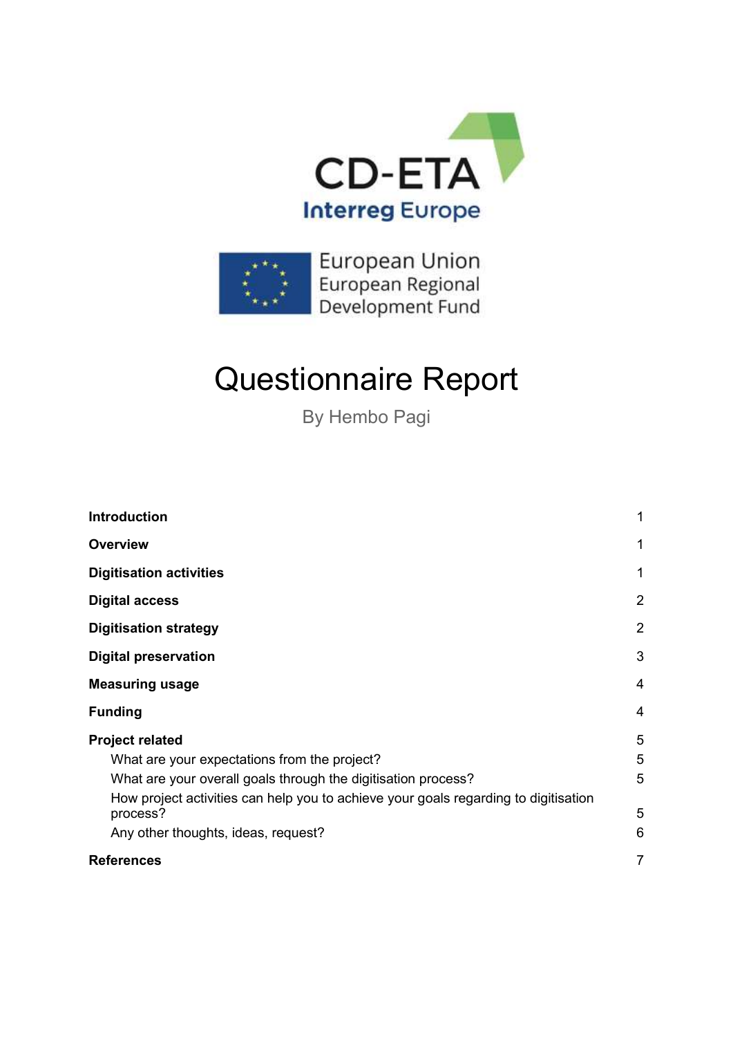CD-ETA

Interreg Europe

European Union
European Regional
Development Fund

# Questionnaire Report

By Hembo Pagi

| | |
|---|---|
| **Introduction** | 1 |
| **Overview** | 1 |
| **Digitisation activities** | 1 |
| **Digital access** | 2 |
| **Digitisation strategy** | 2 |
| **Digital preservation** | 3 |
| **Measuring usage** | 4 |
| **Funding** | 4 |
| **Project related** | 5 |
| What are your expectations from the project? | 5 |
| What are your overall goals through the digitisation process? | 5 |
| How project activities can help you to achieve your goals regarding to digitisation process? | 5 |
| Any other thoughts, ideas, request? | 6 |
| **References** | 7 |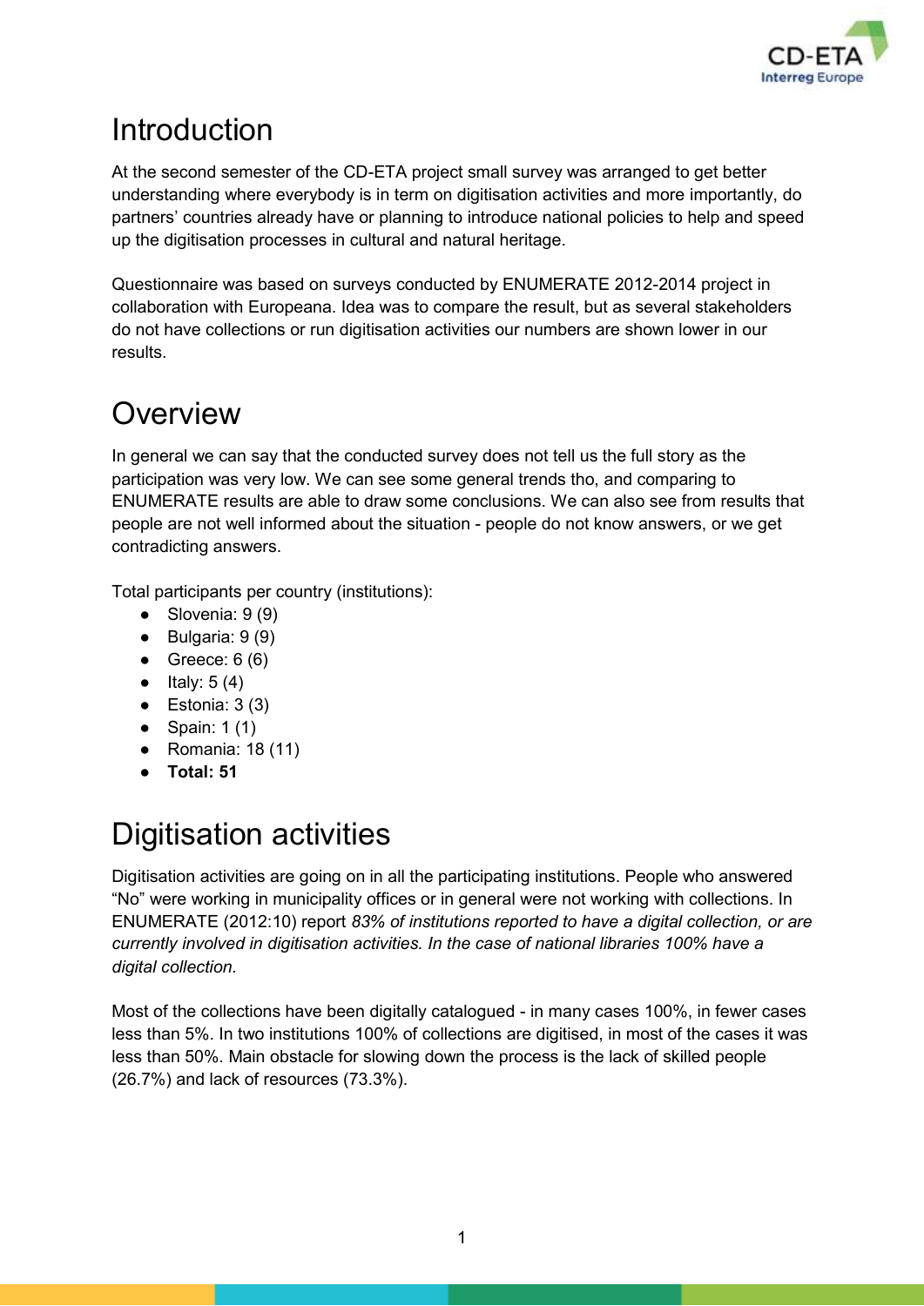# Introduction

At the second semester of the CD-ETA project small survey was arranged to get better understanding where everybody is in term on digitisation activities and more importantly, do partners' countries already have or planning to introduce national policies to help and speed up the digitisation processes in cultural and natural heritage.

Questionnaire was based on surveys conducted by ENUMERATE 2012-2014 project in collaboration with Europeana. Idea was to compare the result, but as several stakeholders do not have collections or run digitisation activities our numbers are shown lower in our results.

# Overview

In general we can say that the conducted survey does not tell us the full story as the participation was very low. We can see some general trends tho, and comparing to ENUMERATE results are able to draw some conclusions. We can also see from results that people are not well informed about the situation - people do not know answers, or we get contradicting answers.

Total participants per country (institutions):

- Slovenia: 9 (9)
- Bulgaria: 9 (9)
- Greece: 6 (6)
- Italy: 5 (4)
- Estonia: 3 (3)
- Spain: 1 (1)
- Romania: 18 (11)
- **Total: 51**

# Digitisation activities

Digitisation activities are going on in all the participating institutions. People who answered "No" were working in municipality offices or in general were not working with collections. In ENUMERATE (2012:10) report *83% of institutions reported to have a digital collection, or are currently involved in digitisation activities. In the case of national libraries 100% have a digital collection.*

Most of the collections have been digitally catalogued - in many cases 100%, in fewer cases less than 5%. In two institutions 100% of collections are digitised, in most of the cases it was less than 50%. Main obstacle for slowing down the process is the lack of skilled people (26.7%) and lack of resources (73.3%).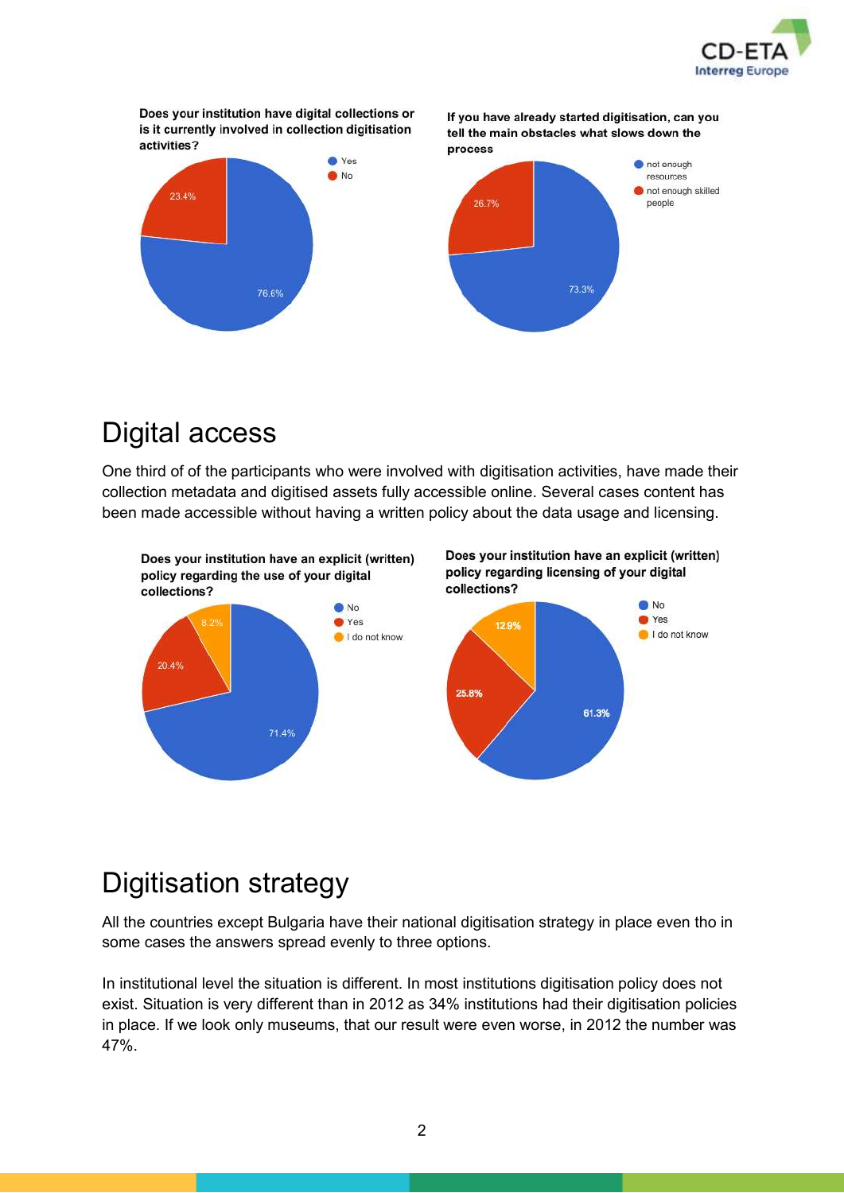**Does your institution have digital collections or is it currently involved in collection digitisation activities?**

- Yes: 76.6%
- No: 23.4%

**If you have already started digitisation, can you tell the main obstacles what slows down the process**

- not enough resources: 73.3%
- not enough skilled people: 26.7%

## Digital access

One third of of the participants who were involved with digitisation activities, have made their collection metadata and digitised assets fully accessible online. Several cases content has been made accessible without having a written policy about the data usage and licensing.

**Does your institution have an explicit (written) policy regarding the use of your digital collections?**

- No: 71.4%
- Yes: 20.4%
- I do not know: 8.2%

**Does your institution have an explicit (written) policy regarding licensing of your digital collections?**

- No: 61.3%
- Yes: 25.8%
- I do not know: 12.9%

## Digitisation strategy

All the countries except Bulgaria have their national digitisation strategy in place even tho in some cases the answers spread evenly to three options.

In institutional level the situation is different. In most institutions digitisation policy does not exist. Situation is very different than in 2012 as 34% institutions had their digitisation policies in place. If we look only museums, that our result were even worse, in 2012 the number was 47%.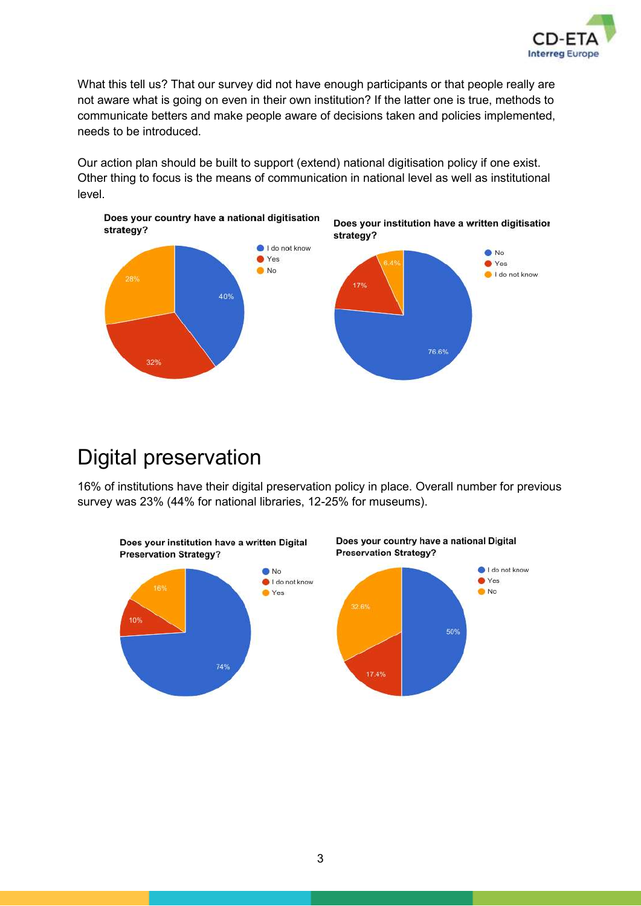What this tell us? That our survey did not have enough participants or that people really are not aware what is going on even in their own institution? If the latter one is true, methods to communicate betters and make people aware of decisions taken and policies implemented, needs to be introduced.

Our action plan should be built to support (extend) national digitisation policy if one exist. Other thing to focus is the means of communication in national level as well as institutional level.

**Does your country have a national digitisation strategy?**

- I do not know: 40%
- Yes: 32%
- No: 28%

**Does your institution have a written digitisation strategy?**

- No: 76.6%
- Yes: 17%
- I do not know: 6.4%

# Digital preservation

16% of institutions have their digital preservation policy in place. Overall number for previous survey was 23% (44% for national libraries, 12-25% for museums).

**Does your institution have a written Digital Preservation Strategy?**

- No: 74%
- I do not know: 10%
- Yes: 16%

**Does your country have a national Digital Preservation Strategy?**

- I do not know: 50%
- Yes: 17.4%
- No: 32.6%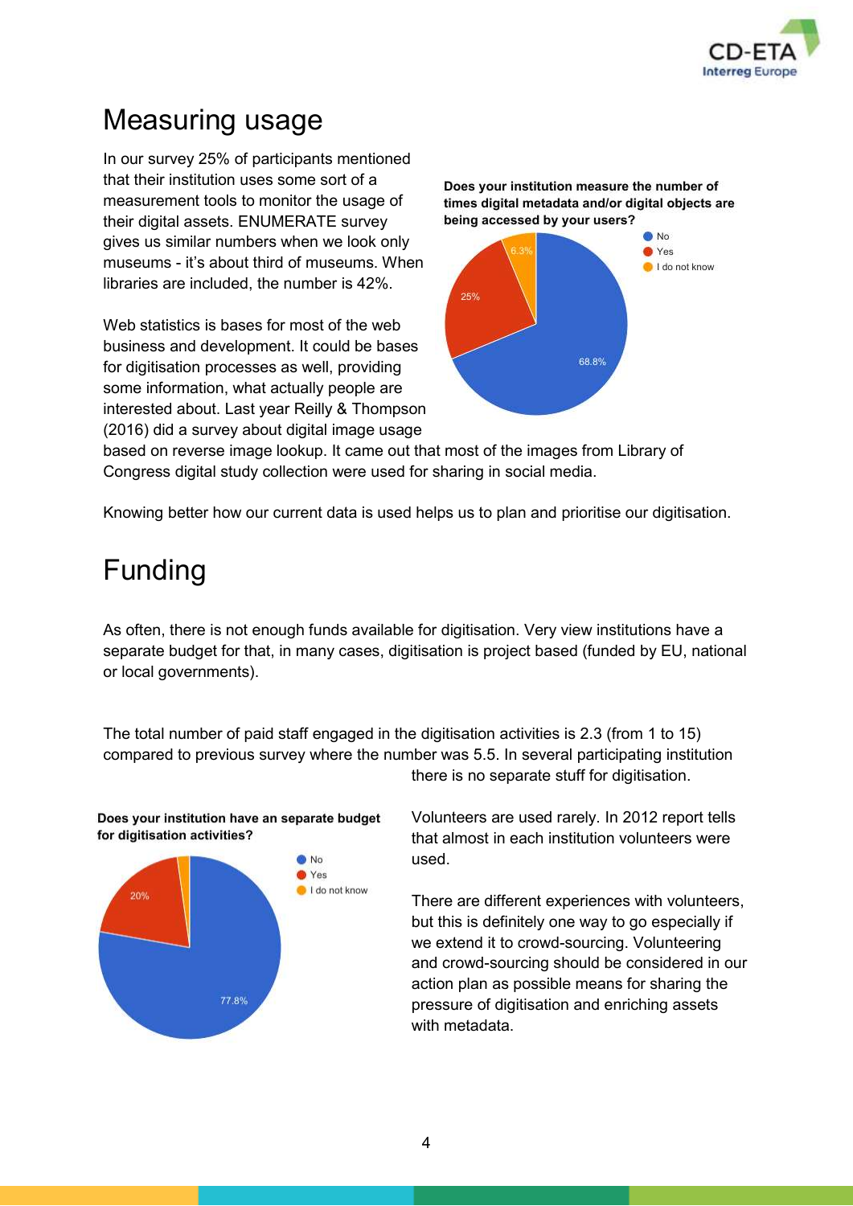# Measuring usage

In our survey 25% of participants mentioned that their institution uses some sort of a measurement tools to monitor the usage of their digital assets. ENUMERATE survey gives us similar numbers when we look only museums - it's about third of museums. When libraries are included, the number is 42%.

**Does your institution measure the number of times digital metadata and/or digital objects are being accessed by your users?**

- No: 68.8%
- Yes: 25%
- I do not know: 6.3%

Web statistics is bases for most of the web business and development. It could be bases for digitisation processes as well, providing some information, what actually people are interested about. Last year Reilly & Thompson (2016) did a survey about digital image usage based on reverse image lookup. It came out that most of the images from Library of Congress digital study collection were used for sharing in social media.

Knowing better how our current data is used helps us to plan and prioritise our digitisation.

# Funding

As often, there is not enough funds available for digitisation. Very view institutions have a separate budget for that, in many cases, digitisation is project based (funded by EU, national or local governments).

The total number of paid staff engaged in the digitisation activities is 2.3 (from 1 to 15) compared to previous survey where the number was 5.5. In several participating institution there is no separate stuff for digitisation.

**Does your institution have an separate budget for digitisation activities?**

- No: 77.8%
- Yes: 20%
- I do not know

Volunteers are used rarely. In 2012 report tells that almost in each institution volunteers were used.

There are different experiences with volunteers, but this is definitely one way to go especially if we extend it to crowd-sourcing. Volunteering and crowd-sourcing should be considered in our action plan as possible means for sharing the pressure of digitisation and enriching assets with metadata.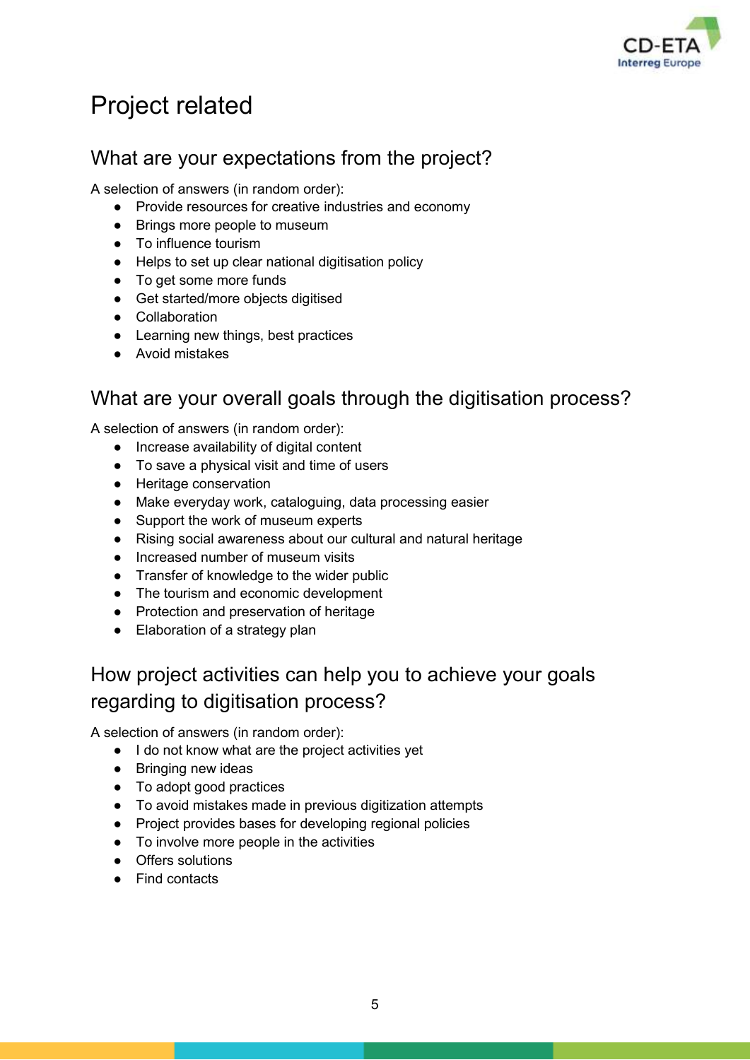# Project related

## What are your expectations from the project?

A selection of answers (in random order):

- Provide resources for creative industries and economy
- Brings more people to museum
- To influence tourism
- Helps to set up clear national digitisation policy
- To get some more funds
- Get started/more objects digitised
- Collaboration
- Learning new things, best practices
- Avoid mistakes

## What are your overall goals through the digitisation process?

A selection of answers (in random order):

- Increase availability of digital content
- To save a physical visit and time of users
- Heritage conservation
- Make everyday work, cataloguing, data processing easier
- Support the work of museum experts
- Rising social awareness about our cultural and natural heritage
- Increased number of museum visits
- Transfer of knowledge to the wider public
- The tourism and economic development
- Protection and preservation of heritage
- Elaboration of a strategy plan

## How project activities can help you to achieve your goals regarding to digitisation process?

A selection of answers (in random order):

- I do not know what are the project activities yet
- Bringing new ideas
- To adopt good practices
- To avoid mistakes made in previous digitization attempts
- Project provides bases for developing regional policies
- To involve more people in the activities
- Offers solutions
- Find contacts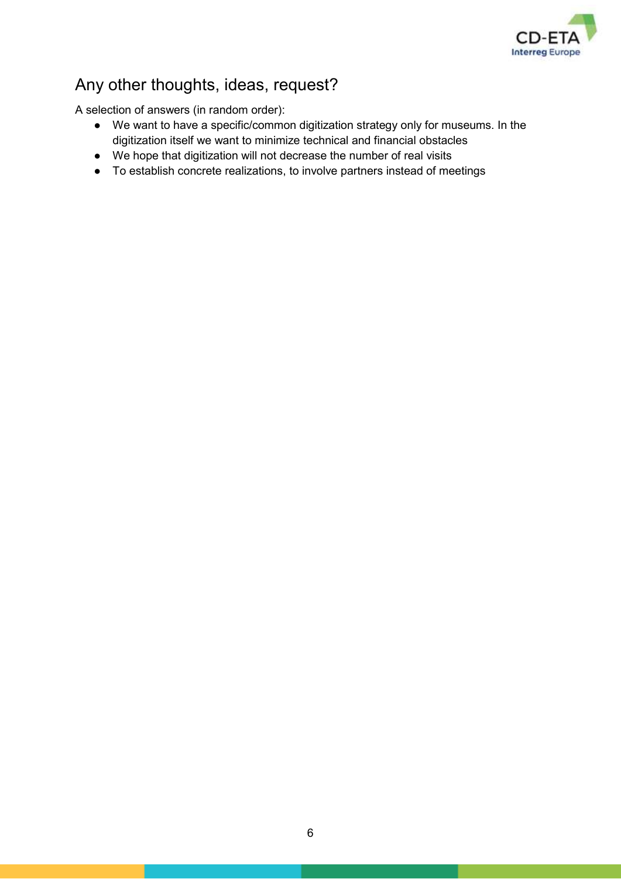## Any other thoughts, ideas, request?

A selection of answers (in random order):

- We want to have a specific/common digitization strategy only for museums. In the digitization itself we want to minimize technical and financial obstacles
- We hope that digitization will not decrease the number of real visits
- To establish concrete realizations, to involve partners instead of meetings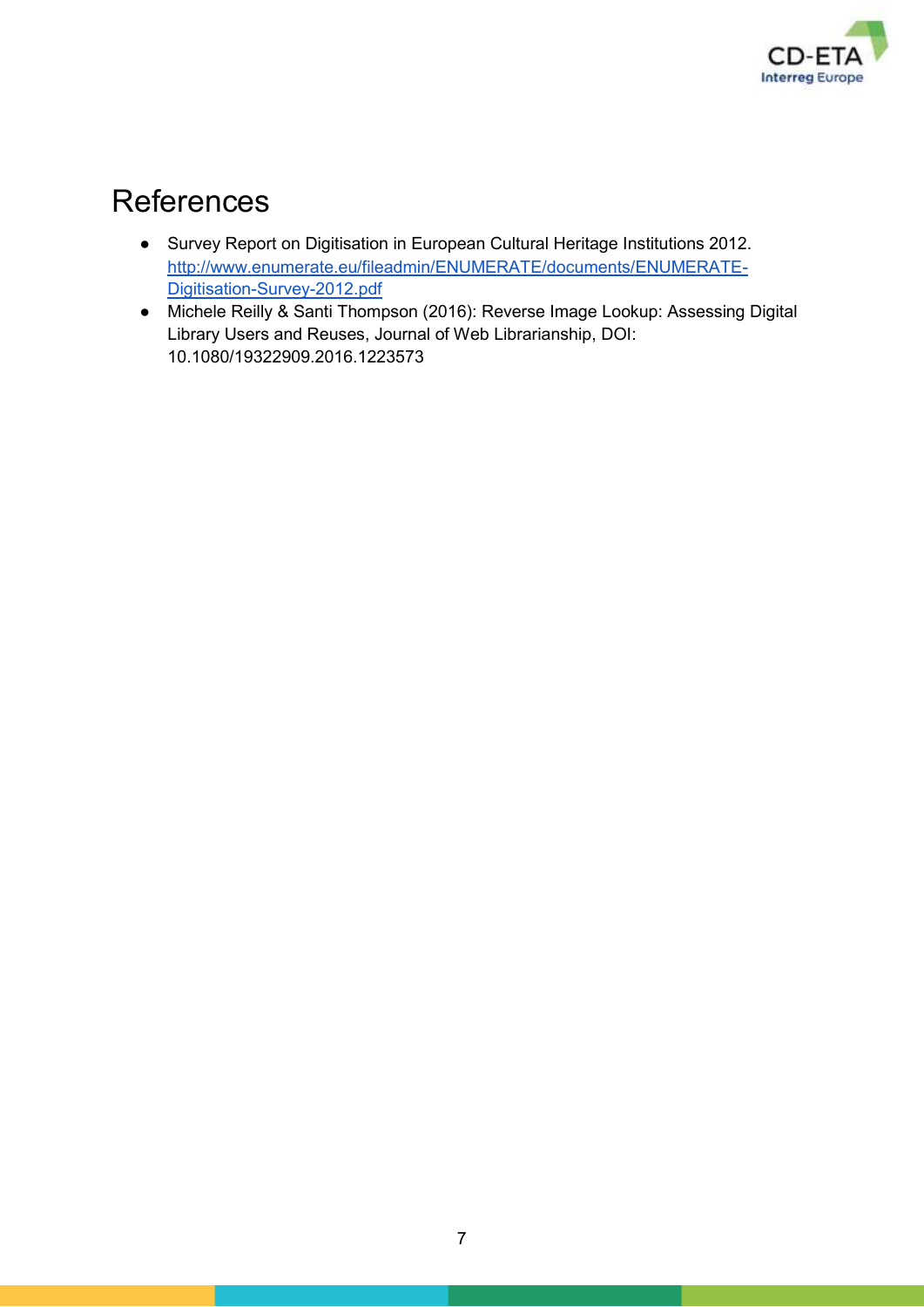# References

- Survey Report on Digitisation in European Cultural Heritage Institutions 2012. [http://www.enumerate.eu/fileadmin/ENUMERATE/documents/ENUMERATE-Digitisation-Survey-2012.pdf](http://www.enumerate.eu/fileadmin/ENUMERATE/documents/ENUMERATE-Digitisation-Survey-2012.pdf)
- Michele Reilly & Santi Thompson (2016): Reverse Image Lookup: Assessing Digital Library Users and Reuses, Journal of Web Librarianship, DOI: 10.1080/19322909.2016.1223573